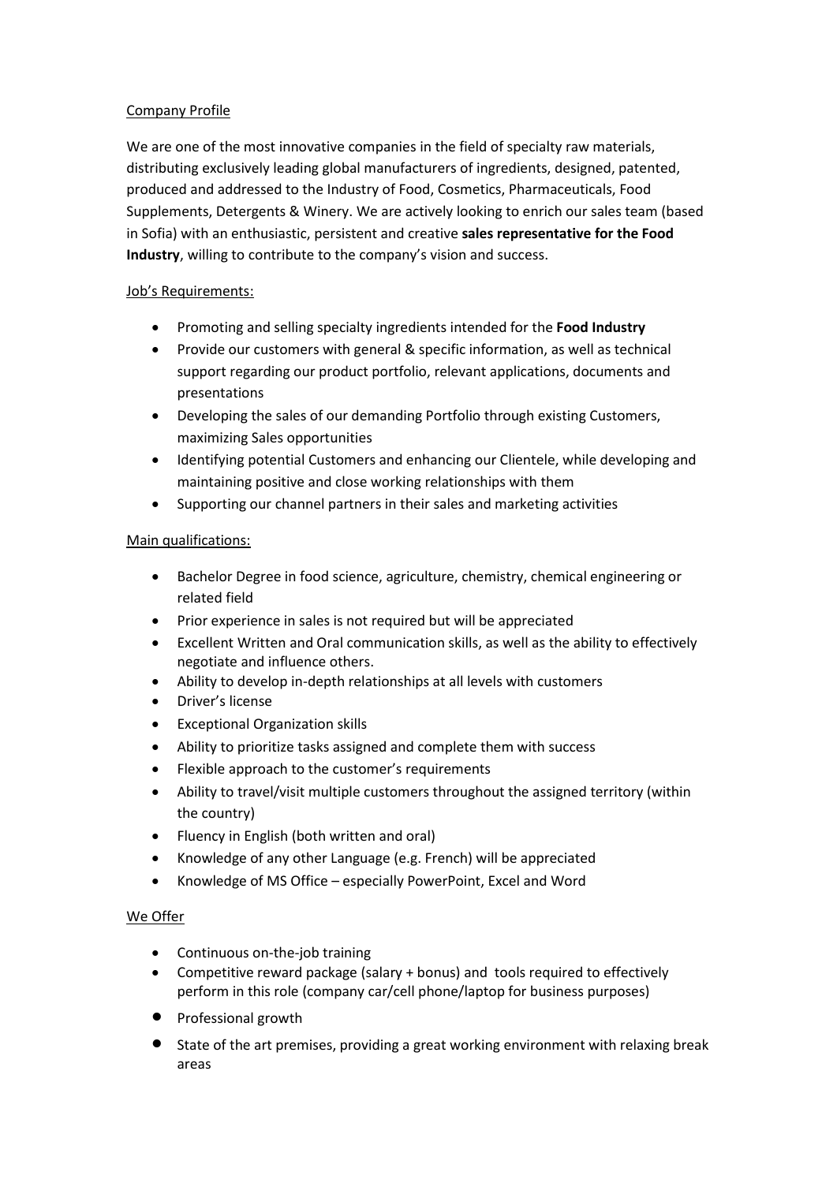## Company Profile

We are one of the most innovative companies in the field of specialty raw materials, distributing exclusively leading global manufacturers of ingredients, designed, patented, produced and addressed to the Industry of Food, Cosmetics, Pharmaceuticals, Food Supplements, Detergents & Winery. We are actively looking to enrich our sales team (based in Sofia) with an enthusiastic, persistent and creative **sales representative for the Food Industry**, willing to contribute to the company's vision and success.

## Job's Requirements:

- Promoting and selling specialty ingredients intended for the **Food Industry**
- Provide our customers with general & specific information, as well as technical support regarding our product portfolio, relevant applications, documents and presentations
- Developing the sales of our demanding Portfolio through existing Customers, maximizing Sales opportunities
- Identifying potential Customers and enhancing our Clientele, while developing and maintaining positive and close working relationships with them
- Supporting our channel partners in their sales and marketing activities

## Main qualifications:

- Bachelor Degree in food science, agriculture, chemistry, chemical engineering or related field
- Prior experience in sales is not required but will be appreciated
- Excellent Written and Oral communication skills, as well as the ability to effectively negotiate and influence others.
- Ability to develop in-depth relationships at all levels with customers
- Driver's license
- Exceptional Organization skills
- Ability to prioritize tasks assigned and complete them with success
- Flexible approach to the customer's requirements
- Ability to travel/visit multiple customers throughout the assigned territory (within the country)
- Fluency in English (both written and oral)
- Knowledge of any other Language (e.g. French) will be appreciated
- Knowledge of MS Office – especially PowerPoint, Excel and Word

## We Offer

- Continuous on-the-job training
- Competitive reward package (salary + bonus) and tools required to effectively perform in this role (company car/cell phone/laptop for business purposes)
- Professional growth
- State of the art premises, providing a great working environment with relaxing break areas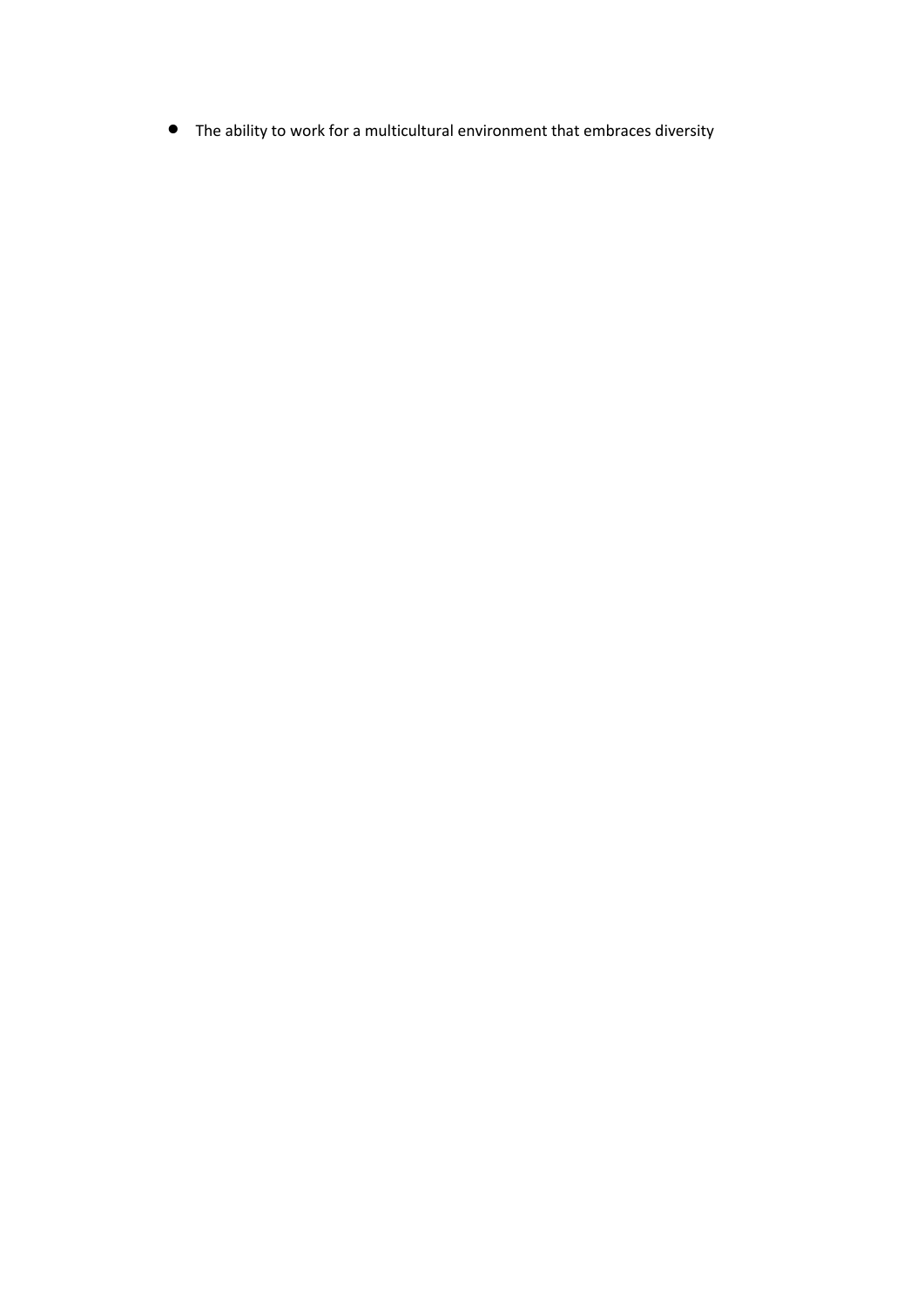- The ability to work for a multicultural environment that embraces diversity